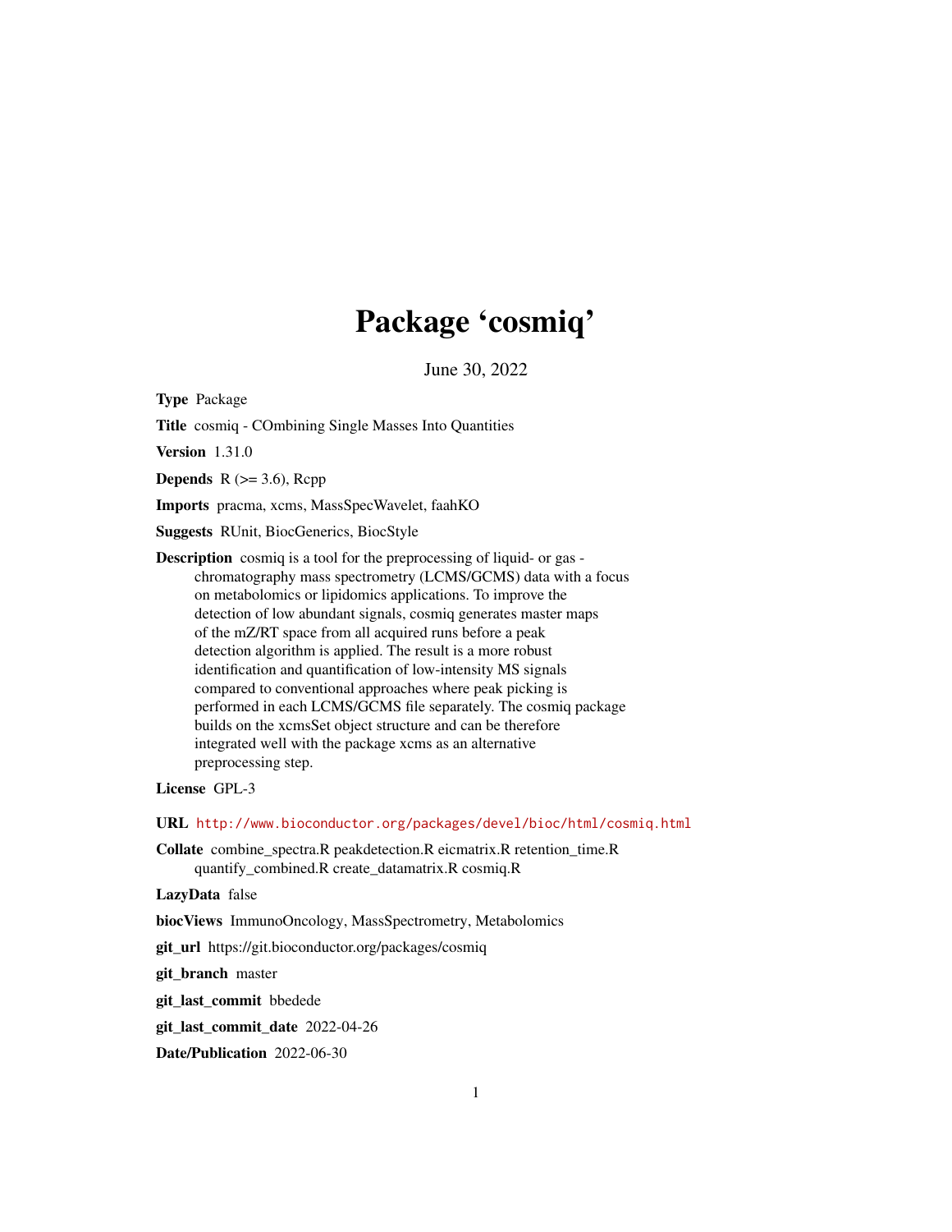# Package 'cosmiq'

June 30, 2022

**Type** Package

**Title** cosmiq - COmbining Single Masses Into Quantities

**Version** 1.31.0

**Depends** R (>= 3.6), Rcpp

**Imports** pracma, xcms, MassSpecWavelet, faahKO

**Suggests** RUnit, BiocGenerics, BiocStyle

**Description** cosmiq is a tool for the preprocessing of liquid- or gas - chromatography mass spectrometry (LCMS/GCMS) data with a focus on metabolomics or lipidomics applications. To improve the detection of low abundant signals, cosmiq generates master maps of the mZ/RT space from all acquired runs before a peak detection algorithm is applied. The result is a more robust identification and quantification of low-intensity MS signals compared to conventional approaches where peak picking is performed in each LCMS/GCMS file separately. The cosmiq package builds on the xcmsSet object structure and can be therefore integrated well with the package xcms as an alternative preprocessing step.

**License** GPL-3

**URL** http://www.bioconductor.org/packages/devel/bioc/html/cosmiq.html

**Collate** combine_spectra.R peakdetection.R eicmatrix.R retention_time.R quantify_combined.R create_datamatrix.R cosmiq.R

**LazyData** false

**biocViews** ImmunoOncology, MassSpectrometry, Metabolomics

**git_url** https://git.bioconductor.org/packages/cosmiq

**git_branch** master

**git_last_commit** bbedede

**git_last_commit_date** 2022-04-26

**Date/Publication** 2022-06-30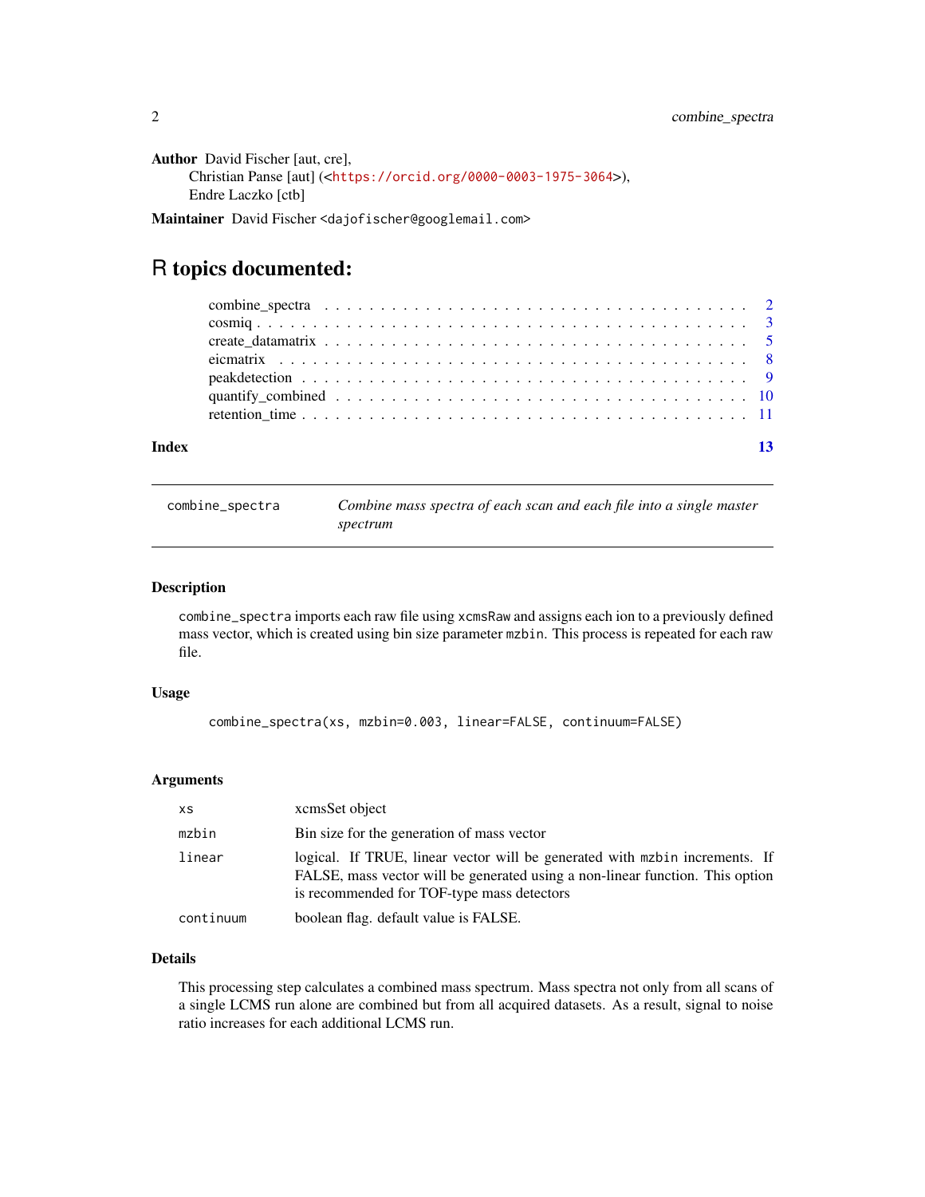**Author** David Fischer [aut, cre],
Christian Panse [aut] (<https://orcid.org/0000-0003-1975-3064>),
Endre Laczko [ctb]

**Maintainer** David Fischer <dajofischer@googlemail.com>

# R topics documented:

- combine_spectra . . . . . . . . . . . . . . . . . . . . . . . . . . . . . . . . . . . . 2
- cosmiq . . . . . . . . . . . . . . . . . . . . . . . . . . . . . . . . . . . . . . . . . . 3
- create_datamatrix . . . . . . . . . . . . . . . . . . . . . . . . . . . . . . . . . . . 5
- eicmatrix . . . . . . . . . . . . . . . . . . . . . . . . . . . . . . . . . . . . . . . . 8
- peakdetection . . . . . . . . . . . . . . . . . . . . . . . . . . . . . . . . . . . . . 9
- quantify_combined . . . . . . . . . . . . . . . . . . . . . . . . . . . . . . . . . . 10
- retention_time . . . . . . . . . . . . . . . . . . . . . . . . . . . . . . . . . . . . 11

**Index** 13

---

## combine_spectra — *Combine mass spectra of each scan and each file into a single master spectrum*

---

### Description

combine_spectra imports each raw file using xcmsRaw and assigns each ion to a previously defined mass vector, which is created using bin size parameter mzbin. This process is repeated for each raw file.

### Usage

```
combine_spectra(xs, mzbin=0.003, linear=FALSE, continuum=FALSE)
```

### Arguments

| | |
|---|---|
| xs | xcmsSet object |
| mzbin | Bin size for the generation of mass vector |
| linear | logical. If TRUE, linear vector will be generated with mzbin increments. If FALSE, mass vector will be generated using a non-linear function. This option is recommended for TOF-type mass detectors |
| continuum | boolean flag. default value is FALSE. |

### Details

This processing step calculates a combined mass spectrum. Mass spectra not only from all scans of a single LCMS run alone are combined but from all acquired datasets. As a result, signal to noise ratio increases for each additional LCMS run.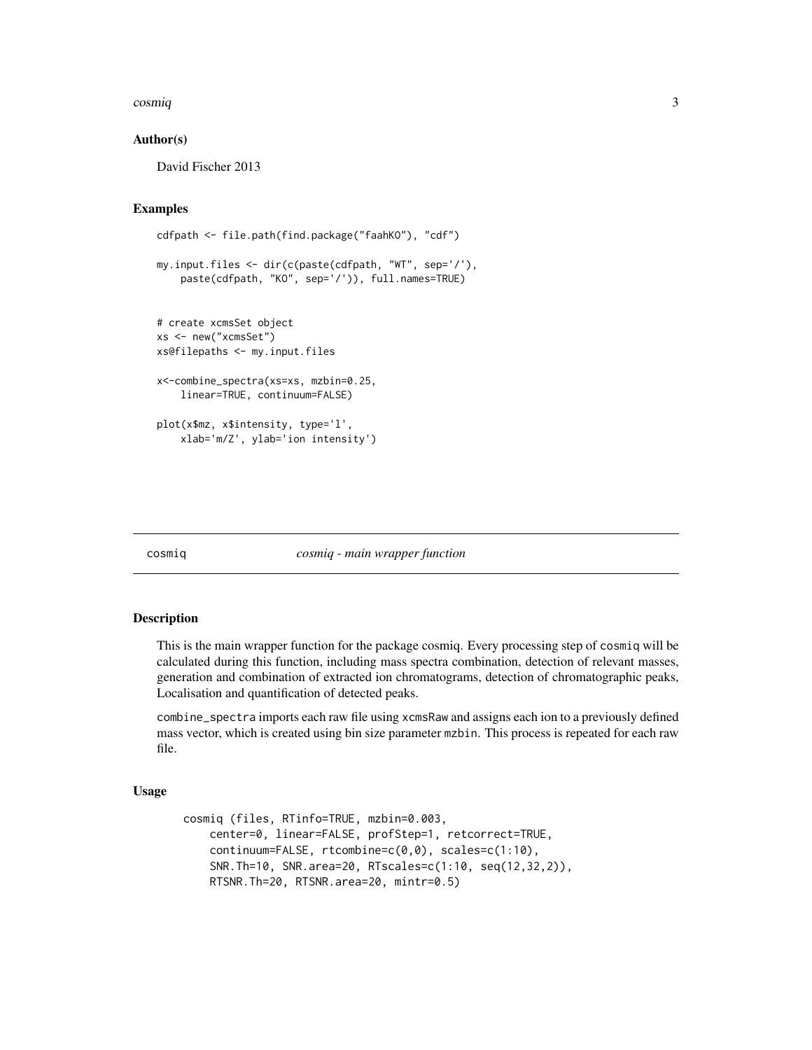### Author(s)

David Fischer 2013

### Examples

```
cdfpath <- file.path(find.package("faahKO"), "cdf")

my.input.files <- dir(c(paste(cdfpath, "WT", sep='/'),
    paste(cdfpath, "KO", sep='/')), full.names=TRUE)


# create xcmsSet object
xs <- new("xcmsSet")
xs@filepaths <- my.input.files

x<-combine_spectra(xs=xs, mzbin=0.25,
    linear=TRUE, continuum=FALSE)

plot(x$mz, x$intensity, type='l',
    xlab='m/Z', ylab='ion intensity')
```

## cosmiq — *cosmiq - main wrapper function*

### Description

This is the main wrapper function for the package cosmiq. Every processing step of `cosmiq` will be calculated during this function, including mass spectra combination, detection of relevant masses, generation and combination of extracted ion chromatograms, detection of chromatographic peaks, Localisation and quantification of detected peaks.

`combine_spectra` imports each raw file using `xcmsRaw` and assigns each ion to a previously defined mass vector, which is created using bin size parameter `mzbin`. This process is repeated for each raw file.

### Usage

```
cosmiq (files, RTinfo=TRUE, mzbin=0.003,
    center=0, linear=FALSE, profStep=1, retcorrect=TRUE,
    continuum=FALSE, rtcombine=c(0,0), scales=c(1:10),
    SNR.Th=10, SNR.area=20, RTscales=c(1:10, seq(12,32,2)),
    RTSNR.Th=20, RTSNR.area=20, mintr=0.5)
```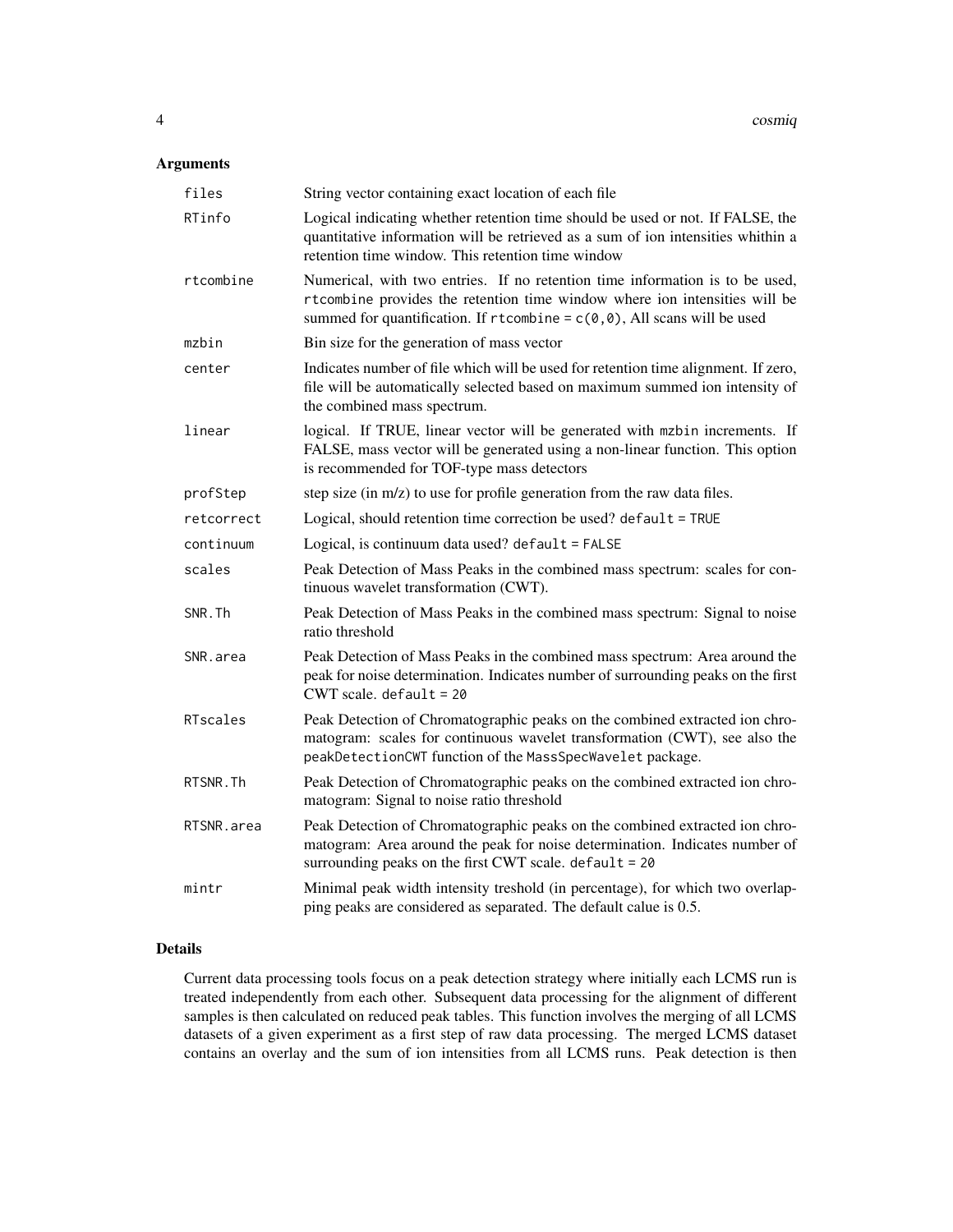## Arguments

| | |
|---|---|
| `files` | String vector containing exact location of each file |
| `RTinfo` | Logical indicating whether retention time should be used or not. If FALSE, the quantitative information will be retrieved as a sum of ion intensities whithin a retention time window. This retention time window |
| `rtcombine` | Numerical, with two entries. If no retention time information is to be used, `rtcombine` provides the retention time window where ion intensities will be summed for quantification. If `rtcombine = c(0,0)`, All scans will be used |
| `mzbin` | Bin size for the generation of mass vector |
| `center` | Indicates number of file which will be used for retention time alignment. If zero, file will be automatically selected based on maximum summed ion intensity of the combined mass spectrum. |
| `linear` | logical. If TRUE, linear vector will be generated with `mzbin` increments. If FALSE, mass vector will be generated using a non-linear function. This option is recommended for TOF-type mass detectors |
| `profStep` | step size (in m/z) to use for profile generation from the raw data files. |
| `retcorrect` | Logical, should retention time correction be used? `default = TRUE` |
| `continuum` | Logical, is continuum data used? `default = FALSE` |
| `scales` | Peak Detection of Mass Peaks in the combined mass spectrum: scales for continuous wavelet transformation (CWT). |
| `SNR.Th` | Peak Detection of Mass Peaks in the combined mass spectrum: Signal to noise ratio threshold |
| `SNR.area` | Peak Detection of Mass Peaks in the combined mass spectrum: Area around the peak for noise determination. Indicates number of surrounding peaks on the first CWT scale. `default = 20` |
| `RTscales` | Peak Detection of Chromatographic peaks on the combined extracted ion chromatogram: scales for continuous wavelet transformation (CWT), see also the `peakDetectionCWT` function of the `MassSpecWavelet` package. |
| `RTSNR.Th` | Peak Detection of Chromatographic peaks on the combined extracted ion chromatogram: Signal to noise ratio threshold |
| `RTSNR.area` | Peak Detection of Chromatographic peaks on the combined extracted ion chromatogram: Area around the peak for noise determination. Indicates number of surrounding peaks on the first CWT scale. `default = 20` |
| `mintr` | Minimal peak width intensity treshold (in percentage), for which two overlapping peaks are considered as separated. The default calue is 0.5. |

## Details

Current data processing tools focus on a peak detection strategy where initially each LCMS run is treated independently from each other. Subsequent data processing for the alignment of different samples is then calculated on reduced peak tables. This function involves the merging of all LCMS datasets of a given experiment as a first step of raw data processing. The merged LCMS dataset contains an overlay and the sum of ion intensities from all LCMS runs. Peak detection is then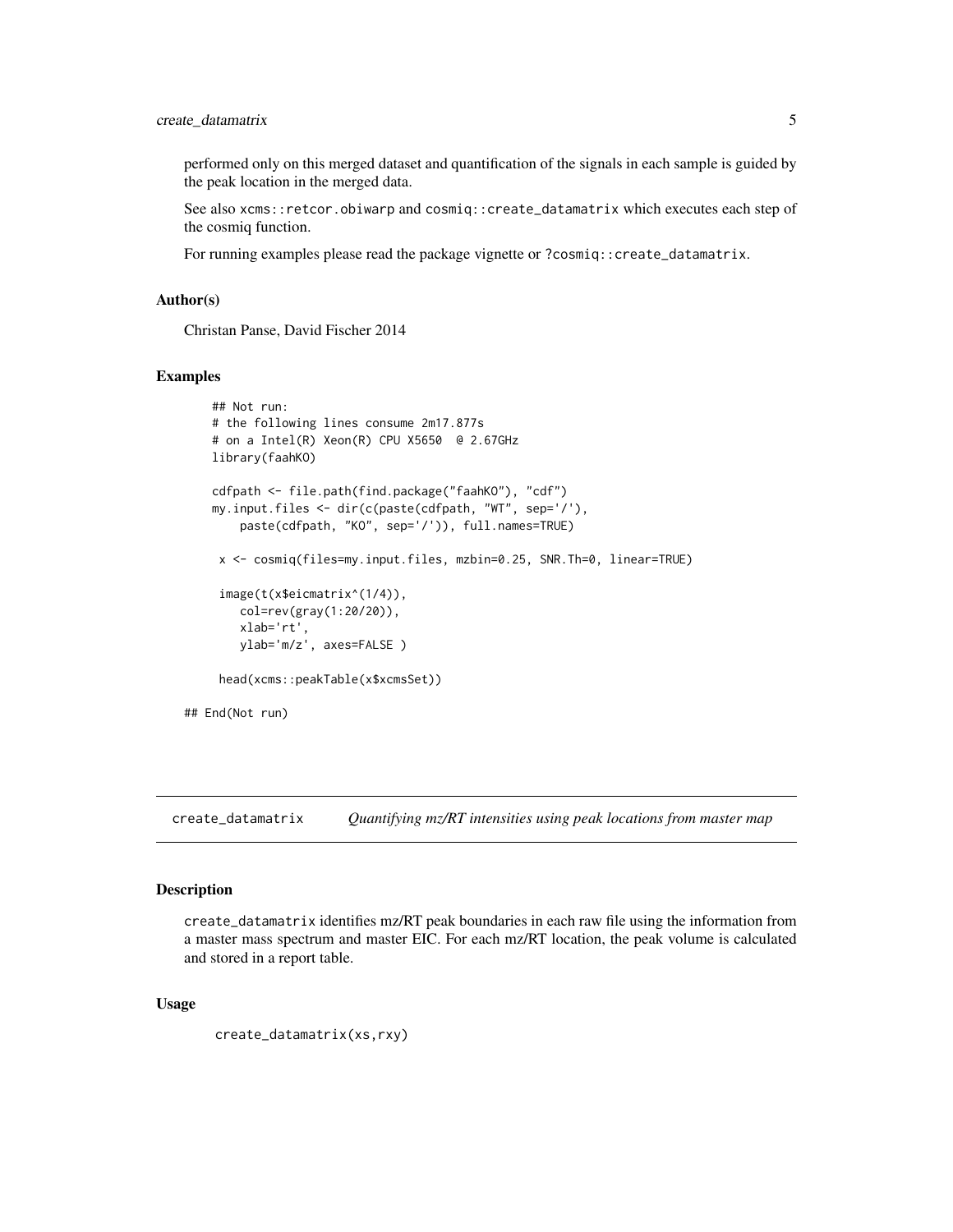performed only on this merged dataset and quantification of the signals in each sample is guided by the peak location in the merged data.

See also `xcms::retcor.obiwarp` and `cosmiq::create_datamatrix` which executes each step of the cosmiq function.

For running examples please read the package vignette or `?cosmiq::create_datamatrix`.

### Author(s)

Christan Panse, David Fischer 2014

### Examples

```
## Not run:
# the following lines consume 2m17.877s
# on a Intel(R) Xeon(R) CPU X5650  @ 2.67GHz
library(faahKO)

cdfpath <- file.path(find.package("faahKO"), "cdf")
my.input.files <- dir(c(paste(cdfpath, "WT", sep='/'),
    paste(cdfpath, "KO", sep='/')), full.names=TRUE)

 x <- cosmiq(files=my.input.files, mzbin=0.25, SNR.Th=0, linear=TRUE)

 image(t(x$eicmatrix^(1/4)),
    col=rev(gray(1:20/20)),
    xlab='rt',
    ylab='m/z', axes=FALSE )

 head(xcms::peakTable(x$xcmsSet))

## End(Not run)
```

## create_datamatrix — *Quantifying mz/RT intensities using peak locations from master map*

### Description

`create_datamatrix` identifies mz/RT peak boundaries in each raw file using the information from a master mass spectrum and master EIC. For each mz/RT location, the peak volume is calculated and stored in a report table.

### Usage

```
create_datamatrix(xs,rxy)
```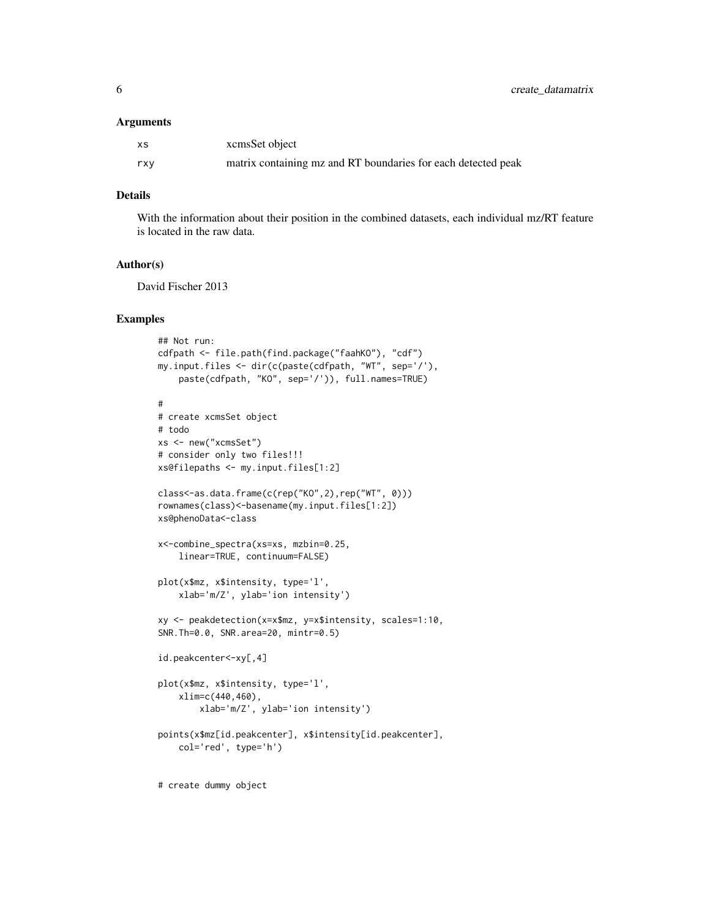### Arguments

| | |
|---|---|
| xs | xcmsSet object |
| rxy | matrix containing mz and RT boundaries for each detected peak |

### Details

With the information about their position in the combined datasets, each individual mz/RT feature is located in the raw data.

### Author(s)

David Fischer 2013

### Examples

```
## Not run:
cdfpath <- file.path(find.package("faahKO"), "cdf")
my.input.files <- dir(c(paste(cdfpath, "WT", sep='/'),
    paste(cdfpath, "KO", sep='/')), full.names=TRUE)

#
# create xcmsSet object
# todo
xs <- new("xcmsSet")
# consider only two files!!!
xs@filepaths <- my.input.files[1:2]

class<-as.data.frame(c(rep("KO",2),rep("WT", 0)))
rownames(class)<-basename(my.input.files[1:2])
xs@phenoData<-class

x<-combine_spectra(xs=xs, mzbin=0.25,
    linear=TRUE, continuum=FALSE)

plot(x$mz, x$intensity, type='l',
    xlab='m/Z', ylab='ion intensity')

xy <- peakdetection(x=x$mz, y=x$intensity, scales=1:10,
SNR.Th=0.0, SNR.area=20, mintr=0.5)

id.peakcenter<-xy[,4]

plot(x$mz, x$intensity, type='l',
    xlim=c(440,460),
        xlab='m/Z', ylab='ion intensity')

points(x$mz[id.peakcenter], x$intensity[id.peakcenter],
    col='red', type='h')


# create dummy object
```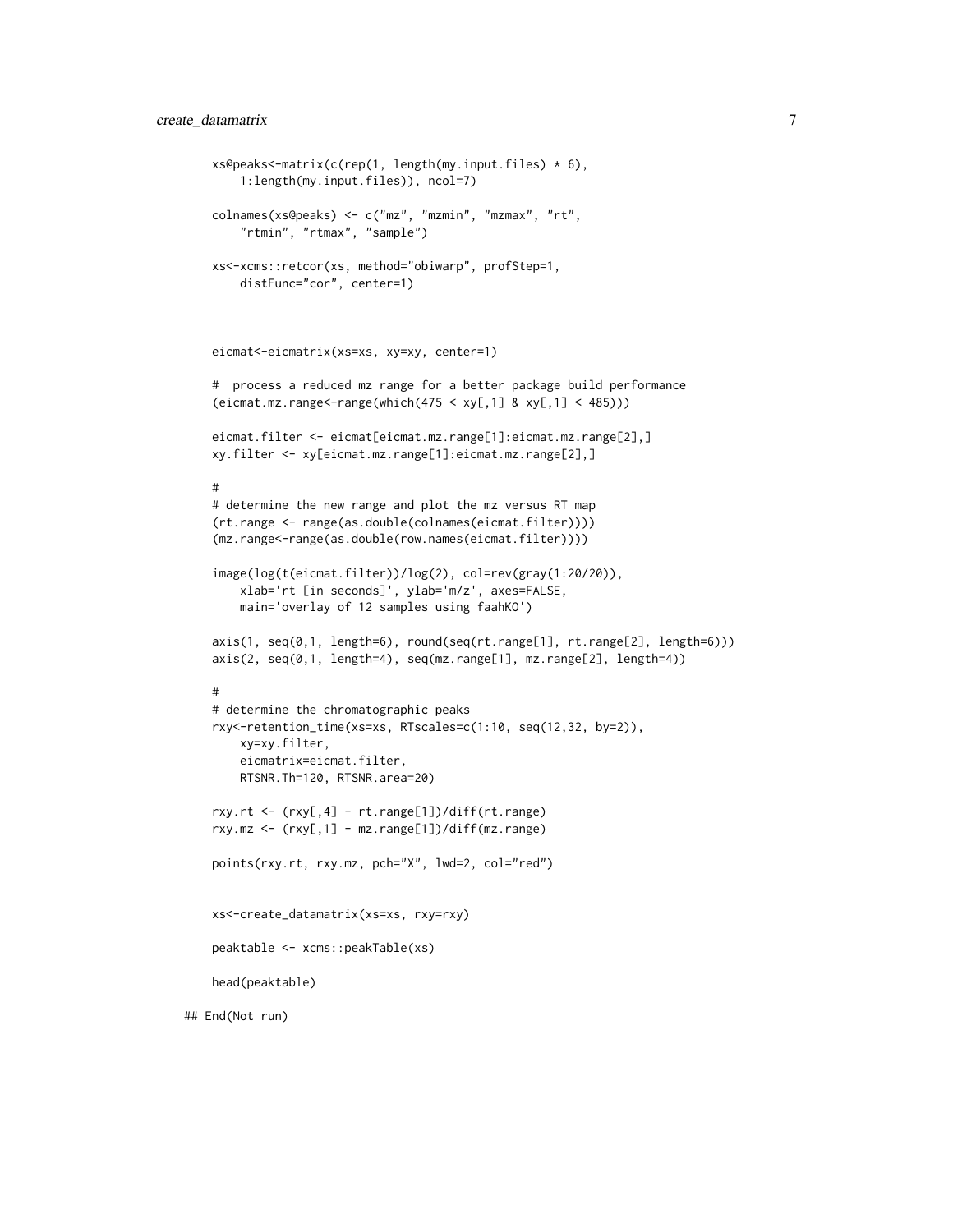```
    xs@peaks<-matrix(c(rep(1, length(my.input.files) * 6),
        1:length(my.input.files)), ncol=7)

    colnames(xs@peaks) <- c("mz", "mzmin", "mzmax", "rt",
        "rtmin", "rtmax", "sample")

    xs<-xcms::retcor(xs, method="obiwarp", profStep=1,
        distFunc="cor", center=1)



    eicmat<-eicmatrix(xs=xs, xy=xy, center=1)

    #  process a reduced mz range for a better package build performance
    (eicmat.mz.range<-range(which(475 < xy[,1] & xy[,1] < 485)))

    eicmat.filter <- eicmat[eicmat.mz.range[1]:eicmat.mz.range[2],]
    xy.filter <- xy[eicmat.mz.range[1]:eicmat.mz.range[2],]

    #
    # determine the new range and plot the mz versus RT map
    (rt.range <- range(as.double(colnames(eicmat.filter))))
    (mz.range<-range(as.double(row.names(eicmat.filter))))

    image(log(t(eicmat.filter))/log(2), col=rev(gray(1:20/20)),
        xlab='rt [in seconds]', ylab='m/z', axes=FALSE,
        main='overlay of 12 samples using faahKO')

    axis(1, seq(0,1, length=6), round(seq(rt.range[1], rt.range[2], length=6)))
    axis(2, seq(0,1, length=4), seq(mz.range[1], mz.range[2], length=4))

    #
    # determine the chromatographic peaks
    rxy<-retention_time(xs=xs, RTscales=c(1:10, seq(12,32, by=2)),
        xy=xy.filter,
        eicmatrix=eicmat.filter,
        RTSNR.Th=120, RTSNR.area=20)

    rxy.rt <- (rxy[,4] - rt.range[1])/diff(rt.range)
    rxy.mz <- (rxy[,1] - mz.range[1])/diff(mz.range)

    points(rxy.rt, rxy.mz, pch="X", lwd=2, col="red")


    xs<-create_datamatrix(xs=xs, rxy=rxy)

    peaktable <- xcms::peakTable(xs)

    head(peaktable)

## End(Not run)
```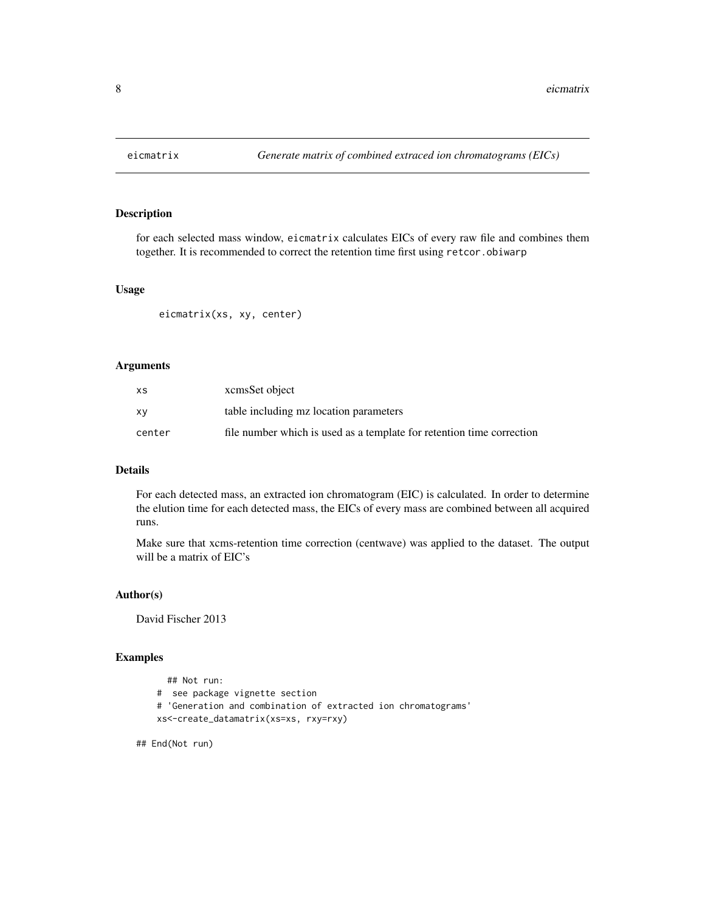# eicmatrix — *Generate matrix of combined extraced ion chromatograms (EICs)*

## Description

for each selected mass window, `eicmatrix` calculates EICs of every raw file and combines them together. It is recommended to correct the retention time first using `retcor.obiwarp`

## Usage

```
eicmatrix(xs, xy, center)
```

## Arguments

| | |
|---|---|
| `xs` | xcmsSet object |
| `xy` | table including mz location parameters |
| `center` | file number which is used as a template for retention time correction |

## Details

For each detected mass, an extracted ion chromatogram (EIC) is calculated. In order to determine the elution time for each detected mass, the EICs of every mass are combined between all acquired runs.

Make sure that xcms-retention time correction (centwave) was applied to the dataset. The output will be a matrix of EIC's

## Author(s)

David Fischer 2013

## Examples

```
    ## Not run:
  #  see package vignette section
  # 'Generation and combination of extracted ion chromatograms'
  xs<-create_datamatrix(xs=xs, rxy=rxy)

## End(Not run)
```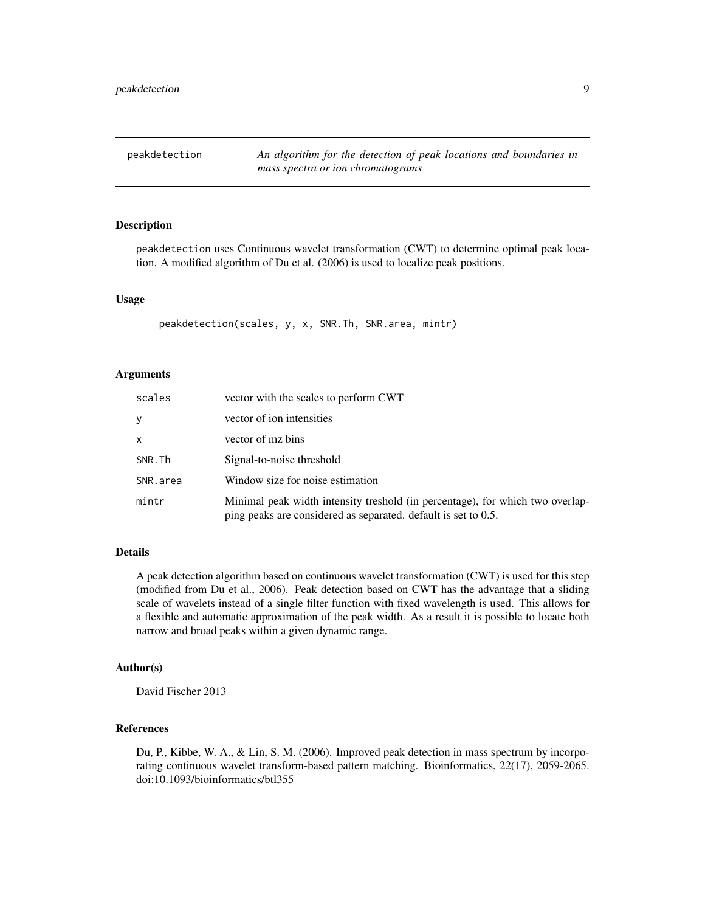## peakdetection — *An algorithm for the detection of peak locations and boundaries in mass spectra or ion chromatograms*

### Description

peakdetection uses Continuous wavelet transformation (CWT) to determine optimal peak location. A modified algorithm of Du et al. (2006) is used to localize peak positions.

### Usage

```
peakdetection(scales, y, x, SNR.Th, SNR.area, mintr)
```

### Arguments

| | |
|---|---|
| scales | vector with the scales to perform CWT |
| y | vector of ion intensities |
| x | vector of mz bins |
| SNR.Th | Signal-to-noise threshold |
| SNR.area | Window size for noise estimation |
| mintr | Minimal peak width intensity treshold (in percentage), for which two overlapping peaks are considered as separated. default is set to 0.5. |

### Details

A peak detection algorithm based on continuous wavelet transformation (CWT) is used for this step (modified from Du et al., 2006). Peak detection based on CWT has the advantage that a sliding scale of wavelets instead of a single filter function with fixed wavelength is used. This allows for a flexible and automatic approximation of the peak width. As a result it is possible to locate both narrow and broad peaks within a given dynamic range.

### Author(s)

David Fischer 2013

### References

Du, P., Kibbe, W. A., & Lin, S. M. (2006). Improved peak detection in mass spectrum by incorporating continuous wavelet transform-based pattern matching. Bioinformatics, 22(17), 2059-2065. doi:10.1093/bioinformatics/btl355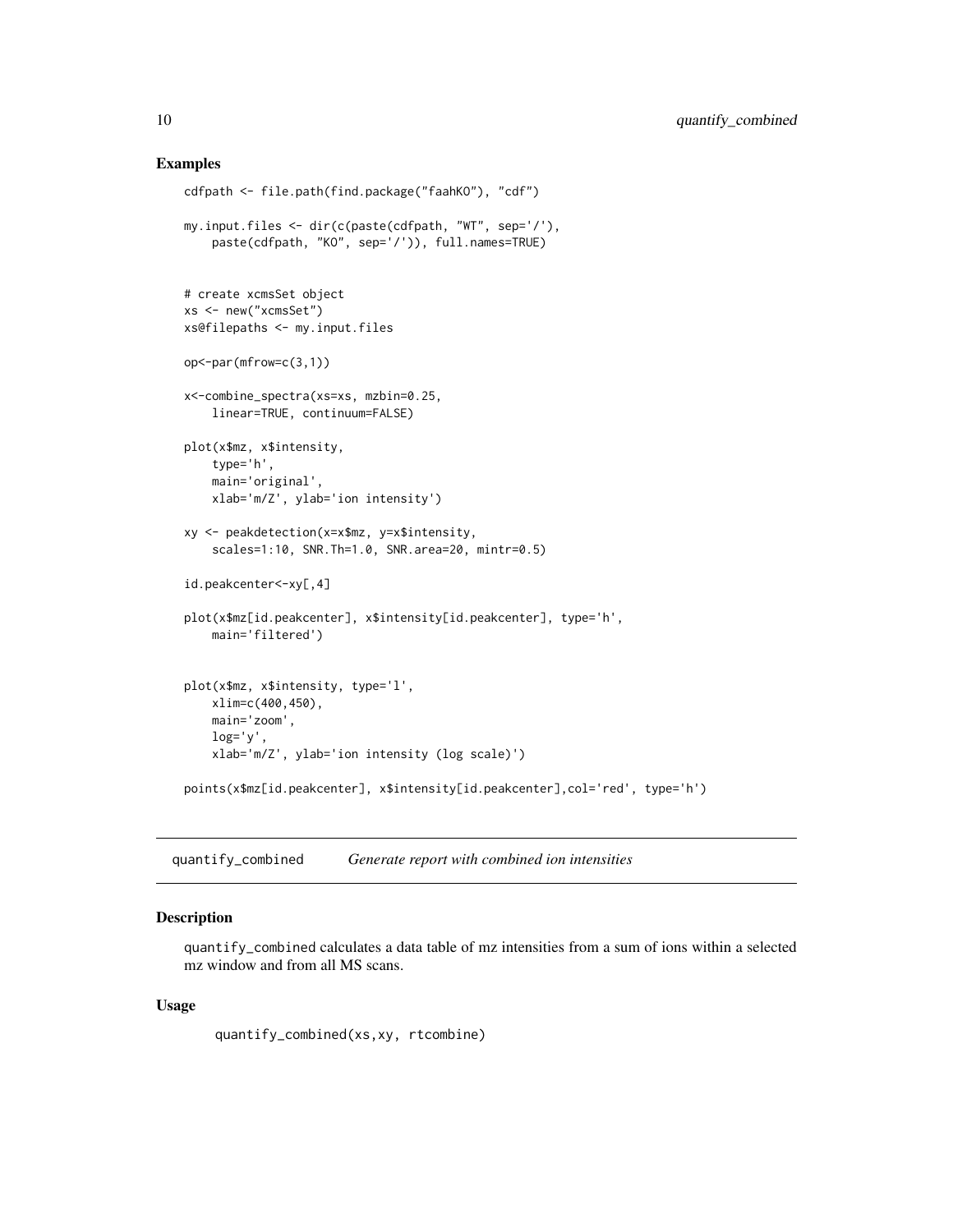### Examples

```
cdfpath <- file.path(find.package("faahKO"), "cdf")

my.input.files <- dir(c(paste(cdfpath, "WT", sep='/'),
    paste(cdfpath, "KO", sep='/')), full.names=TRUE)


# create xcmsSet object
xs <- new("xcmsSet")
xs@filepaths <- my.input.files

op<-par(mfrow=c(3,1))

x<-combine_spectra(xs=xs, mzbin=0.25,
    linear=TRUE, continuum=FALSE)

plot(x$mz, x$intensity,
    type='h',
    main='original',
    xlab='m/Z', ylab='ion intensity')

xy <- peakdetection(x=x$mz, y=x$intensity,
    scales=1:10, SNR.Th=1.0, SNR.area=20, mintr=0.5)

id.peakcenter<-xy[,4]

plot(x$mz[id.peakcenter], x$intensity[id.peakcenter], type='h',
    main='filtered')


plot(x$mz, x$intensity, type='l',
    xlim=c(400,450),
    main='zoom',
    log='y',
    xlab='m/Z', ylab='ion intensity (log scale)')

points(x$mz[id.peakcenter], x$intensity[id.peakcenter],col='red', type='h')
```

---

## quantify_combined *Generate report with combined ion intensities*

### Description

quantify_combined calculates a data table of mz intensities from a sum of ions within a selected mz window and from all MS scans.

### Usage

```
quantify_combined(xs,xy, rtcombine)
```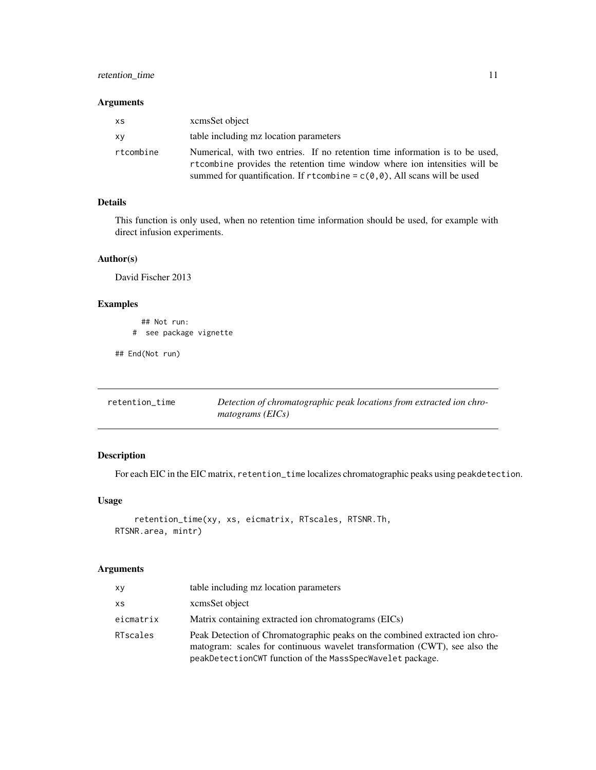### Arguments

| | |
|---|---|
| xs | xcmsSet object |
| xy | table including mz location parameters |
| rtcombine | Numerical, with two entries. If no retention time information is to be used, rtcombine provides the retention time window where ion intensities will be summed for quantification. If rtcombine = c(0,0), All scans will be used |

### Details

This function is only used, when no retention time information should be used, for example with direct infusion experiments.

### Author(s)

David Fischer 2013

### Examples

```
    ## Not run:
  #  see package vignette

## End(Not run)
```

---

## retention_time — *Detection of chromatographic peak locations from extracted ion chromatograms (EICs)*

---

### Description

For each EIC in the EIC matrix, retention_time localizes chromatographic peaks using peakdetection.

### Usage

```
    retention_time(xy, xs, eicmatrix, RTscales, RTSNR.Th,
RTSNR.area, mintr)
```

### Arguments

| | |
|---|---|
| xy | table including mz location parameters |
| xs | xcmsSet object |
| eicmatrix | Matrix containing extracted ion chromatograms (EICs) |
| RTscales | Peak Detection of Chromatographic peaks on the combined extracted ion chromatogram: scales for continuous wavelet transformation (CWT), see also the peakDetectionCWT function of the MassSpecWavelet package. |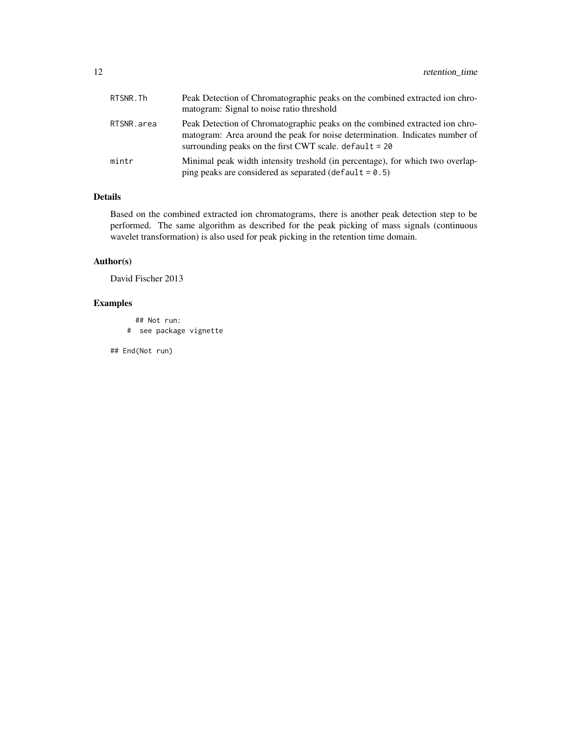| | |
|---|---|
| RTSNR.Th | Peak Detection of Chromatographic peaks on the combined extracted ion chromatogram: Signal to noise ratio threshold |
| RTSNR.area | Peak Detection of Chromatographic peaks on the combined extracted ion chromatogram: Area around the peak for noise determination. Indicates number of surrounding peaks on the first CWT scale. `default = 20` |
| mintr | Minimal peak width intensity treshold (in percentage), for which two overlapping peaks are considered as separated (`default = 0.5`) |

## Details

Based on the combined extracted ion chromatograms, there is another peak detection step to be performed. The same algorithm as described for the peak picking of mass signals (continuous wavelet transformation) is also used for peak picking in the retention time domain.

## Author(s)

David Fischer 2013

## Examples

```
      ## Not run:
    #  see package vignette

## End(Not run)
```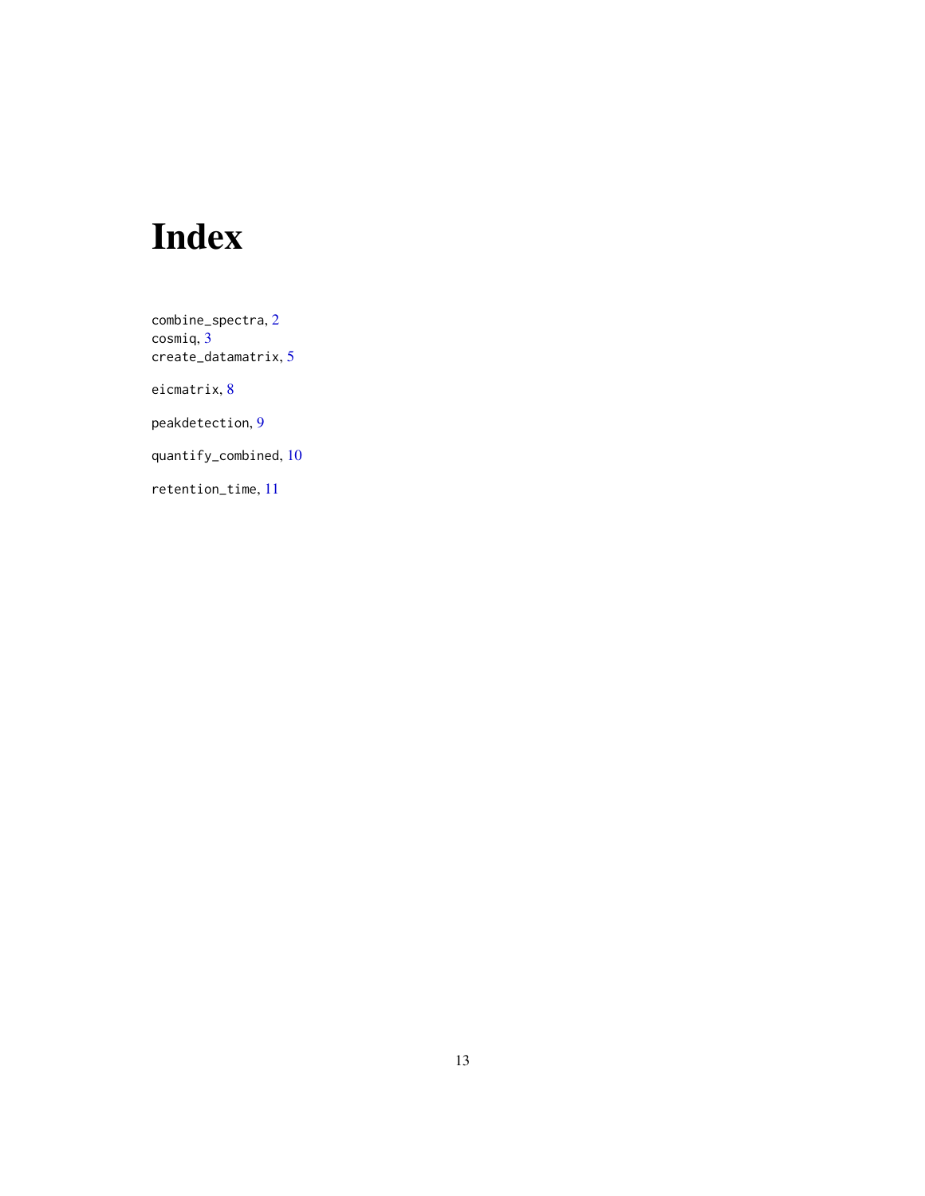# Index

combine_spectra, 2
cosmiq, 3
create_datamatrix, 5

eicmatrix, 8

peakdetection, 9

quantify_combined, 10

retention_time, 11